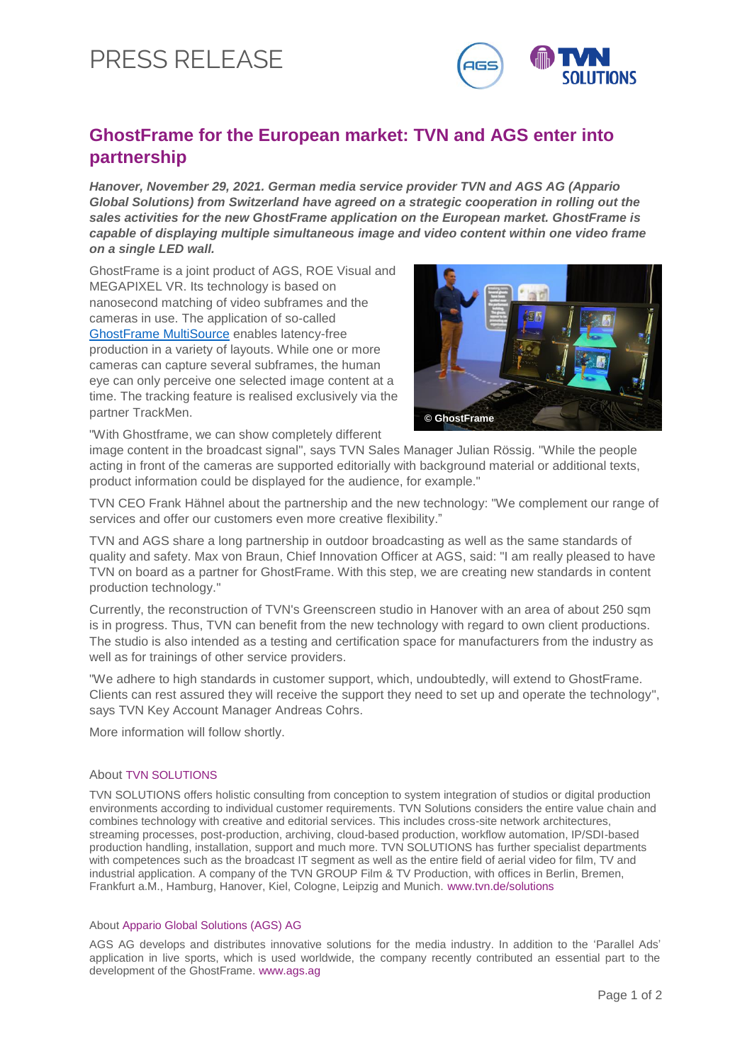# PRESS RELEASE

## GhostFrame for the European market: TVN and AGS enter into partnership

***Hanover, November 29, 2021. German media service provider TVN and AGS AG (Appario Global Solutions) from Switzerland have agreed on a strategic cooperation in rolling out the sales activities for the new GhostFrame application on the European market. GhostFrame is capable of displaying multiple simultaneous image and video content within one video frame on a single LED wall.***

GhostFrame is a joint product of AGS, ROE Visual and MEGAPIXEL VR. Its technology is based on nanosecond matching of video subframes and the cameras in use. The application of so-called [GhostFrame MultiSource] enables latency-free production in a variety of layouts. While one or more cameras can capture several subframes, the human eye can only perceive one selected image content at a time. The tracking feature is realised exclusively via the partner TrackMen.

© GhostFrame

"With Ghostframe, we can show completely different image content in the broadcast signal", says TVN Sales Manager Julian Rössig. "While the people acting in front of the cameras are supported editorially with background material or additional texts, product information could be displayed for the audience, for example."

TVN CEO Frank Hähnel about the partnership and the new technology: "We complement our range of services and offer our customers even more creative flexibility."

TVN and AGS share a long partnership in outdoor broadcasting as well as the same standards of quality and safety. Max von Braun, Chief Innovation Officer at AGS, said: "I am really pleased to have TVN on board as a partner for GhostFrame. With this step, we are creating new standards in content production technology."

Currently, the reconstruction of TVN's Greenscreen studio in Hanover with an area of about 250 sqm is in progress. Thus, TVN can benefit from the new technology with regard to own client productions. The studio is also intended as a testing and certification space for manufacturers from the industry as well as for trainings of other service providers.

"We adhere to high standards in customer support, which, undoubtedly, will extend to GhostFrame. Clients can rest assured they will receive the support they need to set up and operate the technology", says TVN Key Account Manager Andreas Cohrs.

More information will follow shortly.

### About TVN SOLUTIONS

TVN SOLUTIONS offers holistic consulting from conception to system integration of studios or digital production environments according to individual customer requirements. TVN Solutions considers the entire value chain and combines technology with creative and editorial services. This includes cross-site network architectures, streaming processes, post-production, archiving, cloud-based production, workflow automation, IP/SDI-based production handling, installation, support and much more. TVN SOLUTIONS has further specialist departments with competences such as the broadcast IT segment as well as the entire field of aerial video for film, TV and industrial application. A company of the TVN GROUP Film & TV Production, with offices in Berlin, Bremen, Frankfurt a.M., Hamburg, Hanover, Kiel, Cologne, Leipzig and Munich. www.tvn.de/solutions

### About Appario Global Solutions (AGS) AG

AGS AG develops and distributes innovative solutions for the media industry. In addition to the 'Parallel Ads' application in live sports, which is used worldwide, the company recently contributed an essential part to the development of the GhostFrame. www.ags.ag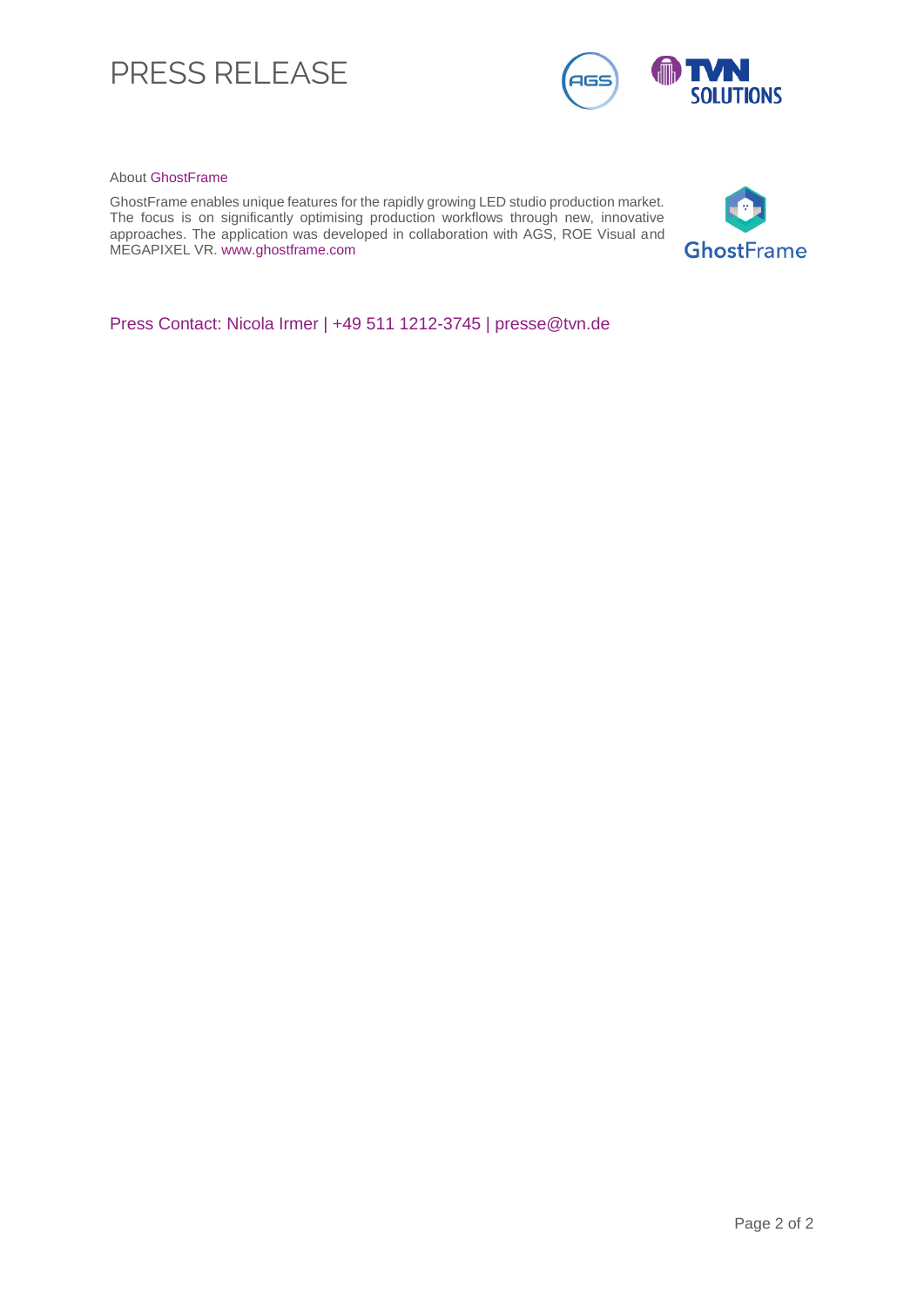About GhostFrame

GhostFrame enables unique features for the rapidly growing LED studio production market. The focus is on significantly optimising production workflows through new, innovative approaches. The application was developed in collaboration with AGS, ROE Visual and MEGAPIXEL VR. www.ghostframe.com

Press Contact: Nicola Irmer | +49 511 1212-3745 | presse@tvn.de